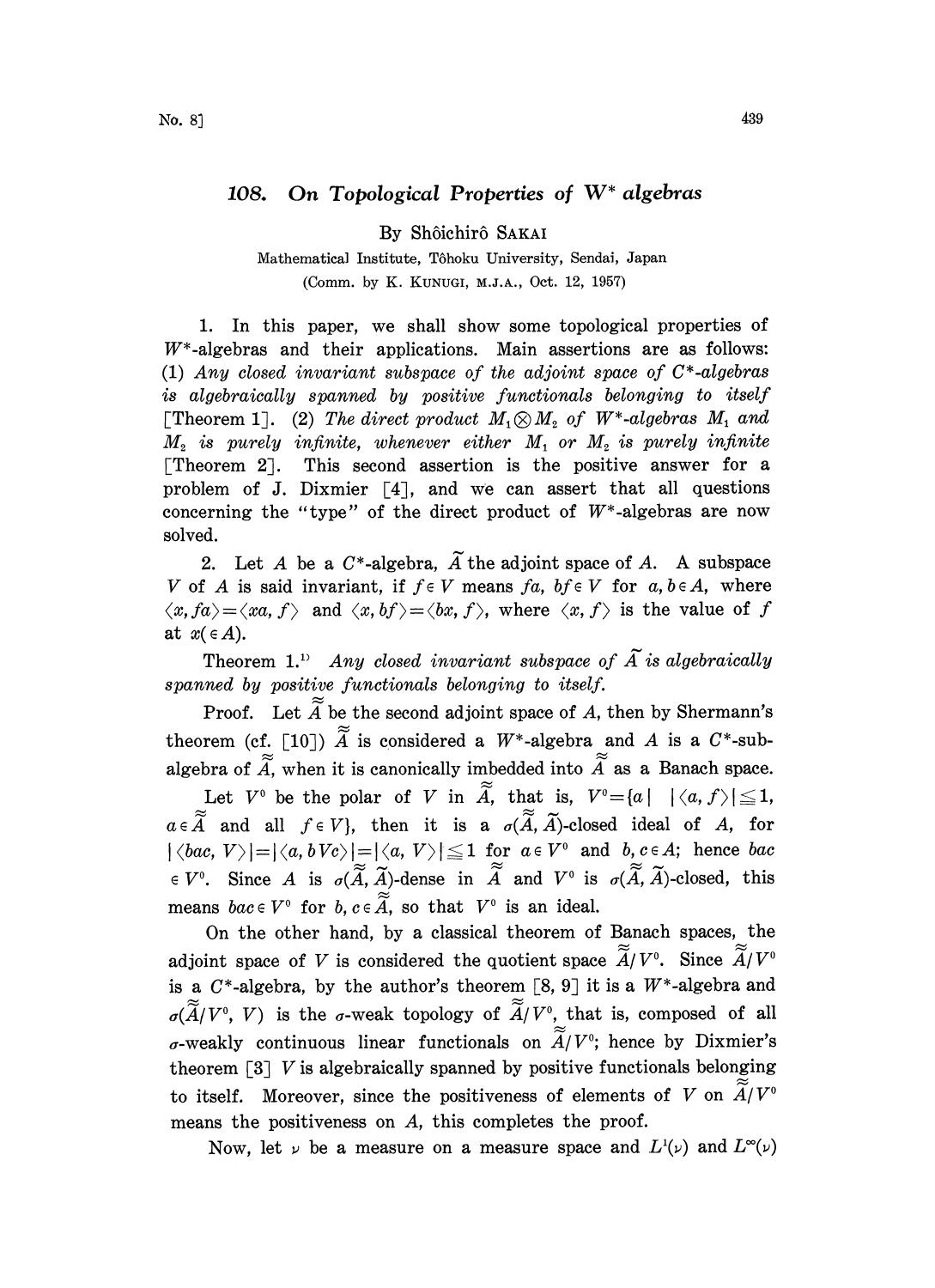# 108. On Topological Properties of W* algebras

By Shôichirô SAKAI

Mathematical Institute, Tôhoku University, Sendai, Japan

(Comm. by K. KUNUGI, M.J.A., Oct. 12, 1957)

1. In this paper, we shall show some topological properties of $W^*$-algebras and their applications. Main assertions are as follows: (1) *Any closed invariant subspace of the adjoint space of $C^*$-algebras is algebraically spanned by positive functionals belonging to itself* [Theorem 1]. (2) *The direct product $M_1 \otimes M_2$ of $W^*$-algebras $M_1$ and $M_2$ is purely infinite, whenever either $M_1$ or $M_2$ is purely infinite* [Theorem 2]. This second assertion is the positive answer for a problem of J. Dixmier [4], and we can assert that all questions concerning the "type" of the direct product of $W^*$-algebras are now solved.

2. Let $A$ be a $C^*$-algebra, $\widetilde{A}$ the adjoint space of $A$. A subspace $V$ of $A$ is said invariant, if $f \in V$ means $fa$, $bf \in V$ for $a, b \in A$, where $\langle x, fa \rangle = \langle xa, f \rangle$ and $\langle x, bf \rangle = \langle bx, f \rangle$, where $\langle x, f \rangle$ is the value of $f$ at $x (\in A)$.

Theorem 1.[1] *Any closed invariant subspace of $\widetilde{A}$ is algebraically spanned by positive functionals belonging to itself.*

Proof. Let $\widetilde{\widetilde{A}}$ be the second adjoint space of $A$, then by Shermann's theorem (cf. [10]) $\widetilde{\widetilde{A}}$ is considered a $W^*$-algebra and $A$ is a $C^*$-subalgebra of $\widetilde{\widetilde{A}}$, when it is canonically imbedded into $\widetilde{\widetilde{A}}$ as a Banach space.

Let $V^0$ be the polar of $V$ in $\widetilde{\widetilde{A}}$, that is, $V^0 = \{a \mid |\langle a, f \rangle| \leqq 1$, $a \in \widetilde{\widetilde{A}}$ and all $f \in V\}$, then it is a $\sigma(\widetilde{\widetilde{A}}, \widetilde{A})$-closed ideal of $A$, for $|\langle bac, V \rangle| = |\langle a, bVc \rangle| = |\langle a, V \rangle| \leqq 1$ for $a \in V^0$ and $b, c \in A$; hence $bac \in V^0$. Since $A$ is $\sigma(\widetilde{\widetilde{A}}, \widetilde{A})$-dense in $\widetilde{\widetilde{A}}$ and $V^0$ is $\sigma(\widetilde{\widetilde{A}}, \widetilde{A})$-closed, this means $bac \in V^0$ for $b, c \in \widetilde{\widetilde{A}}$, so that $V^0$ is an ideal.

On the other hand, by a classical theorem of Banach spaces, the adjoint space of $V$ is considered the quotient space $\widetilde{\widetilde{A}}/V^0$. Since $\widetilde{\widetilde{A}}/V^0$ is a $C^*$-algebra, by the author's theorem [8, 9] it is a $W^*$-algebra and $\sigma(\widetilde{\widetilde{A}}/V^0, V)$ is the $\sigma$-weak topology of $\widetilde{\widetilde{A}}/V^0$, that is, composed of all $\sigma$-weakly continuous linear functionals on $\widetilde{\widetilde{A}}/V^0$; hence by Dixmier's theorem [3] $V$ is algebraically spanned by positive functionals belonging to itself. Moreover, since the positiveness of elements of $V$ on $\widetilde{\widetilde{A}}/V^0$ means the positiveness on $A$, this completes the proof.

Now, let $\nu$ be a measure on a measure space and $L^1(\nu)$ and $L^\infty(\nu)$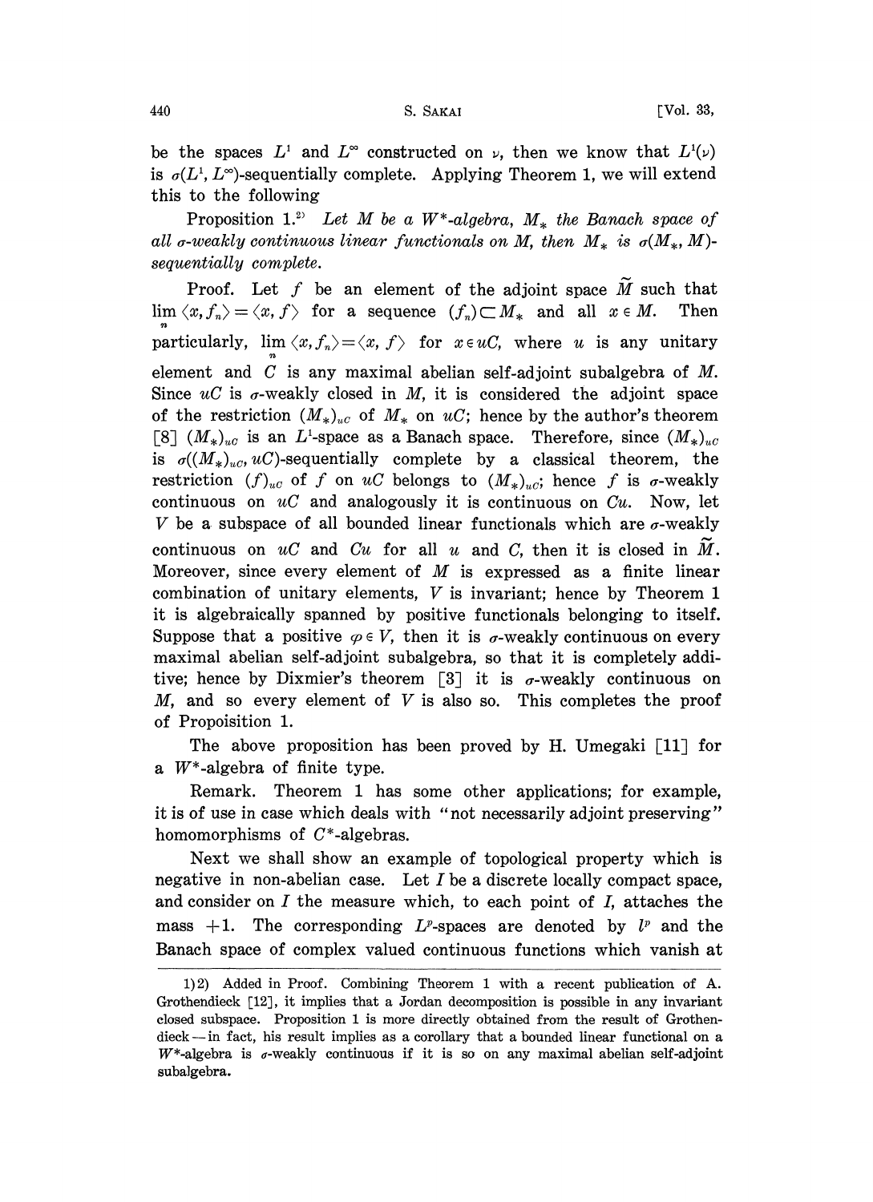be the spaces $L^1$ and $L^\infty$ constructed on $\nu$, then we know that $L^1(\nu)$ is $\sigma(L^1, L^\infty)$-sequentially complete. Applying Theorem 1, we will extend this to the following

Proposition 1.[2] *Let $M$ be a $W^*$-algebra, $M_*$ the Banach space of all $\sigma$-weakly continuous linear functionals on $M$, then $M_*$ is $\sigma(M_*, M)$-sequentially complete.*

Proof. Let $f$ be an element of the adjoint space $\widetilde{M}$ such that $\lim_n \langle x, f_n \rangle = \langle x, f \rangle$ for a sequence $(f_n) \subset M_*$ and all $x \in M$. Then particularly, $\lim_n \langle x, f_n \rangle = \langle x, f \rangle$ for $x \in uC$, where $u$ is any unitary element and $C$ is any maximal abelian self-adjoint subalgebra of $M$. Since $uC$ is $\sigma$-weakly closed in $M$, it is considered the adjoint space of the restriction $(M_*)_{uC}$ of $M_*$ on $uC$; hence by the author's theorem [8] $(M_*)_{uC}$ is an $L^1$-space as a Banach space. Therefore, since $(M_*)_{uC}$ is $\sigma((M_*)_{uC}, uC)$-sequentially complete by a classical theorem, the restriction $(f)_{uC}$ of $f$ on $uC$ belongs to $(M_*)_{uC}$; hence $f$ is $\sigma$-weakly continuous on $uC$ and analogously it is continuous on $Cu$. Now, let $V$ be a subspace of all bounded linear functionals which are $\sigma$-weakly continuous on $uC$ and $Cu$ for all $u$ and $C$, then it is closed in $\widetilde{M}$. Moreover, since every element of $M$ is expressed as a finite linear combination of unitary elements, $V$ is invariant; hence by Theorem 1 it is algebraically spanned by positive functionals belonging to itself. Suppose that a positive $\varphi \in V$, then it is $\sigma$-weakly continuous on every maximal abelian self-adjoint subalgebra, so that it is completely additive; hence by Dixmier's theorem [3] it is $\sigma$-weakly continuous on $M$, and so every element of $V$ is also so. This completes the proof of Propoisition 1.

The above proposition has been proved by H. Umegaki [11] for a $W^*$-algebra of finite type.

Remark. Theorem 1 has some other applications; for example, it is of use in case which deals with "not necessarily adjoint preserving" homomorphisms of $C^*$-algebras.

Next we shall show an example of topological property which is negative in non-abelian case. Let $I$ be a discrete locally compact space, and consider on $I$ the measure which, to each point of $I$, attaches the mass $+1$. The corresponding $L^p$-spaces are denoted by $l^p$ and the Banach space of complex valued continuous functions which vanish at

---

1) 2) Added in Proof. Combining Theorem 1 with a recent publication of A. Grothendieck [12], it implies that a Jordan decomposition is possible in any invariant closed subspace. Proposition 1 is more directly obtained from the result of Grothendieck — in fact, his result implies as a corollary that a bounded linear functional on a $W^*$-algebra is $\sigma$-weakly continuous if it is so on any maximal abelian self-adjoint subalgebra.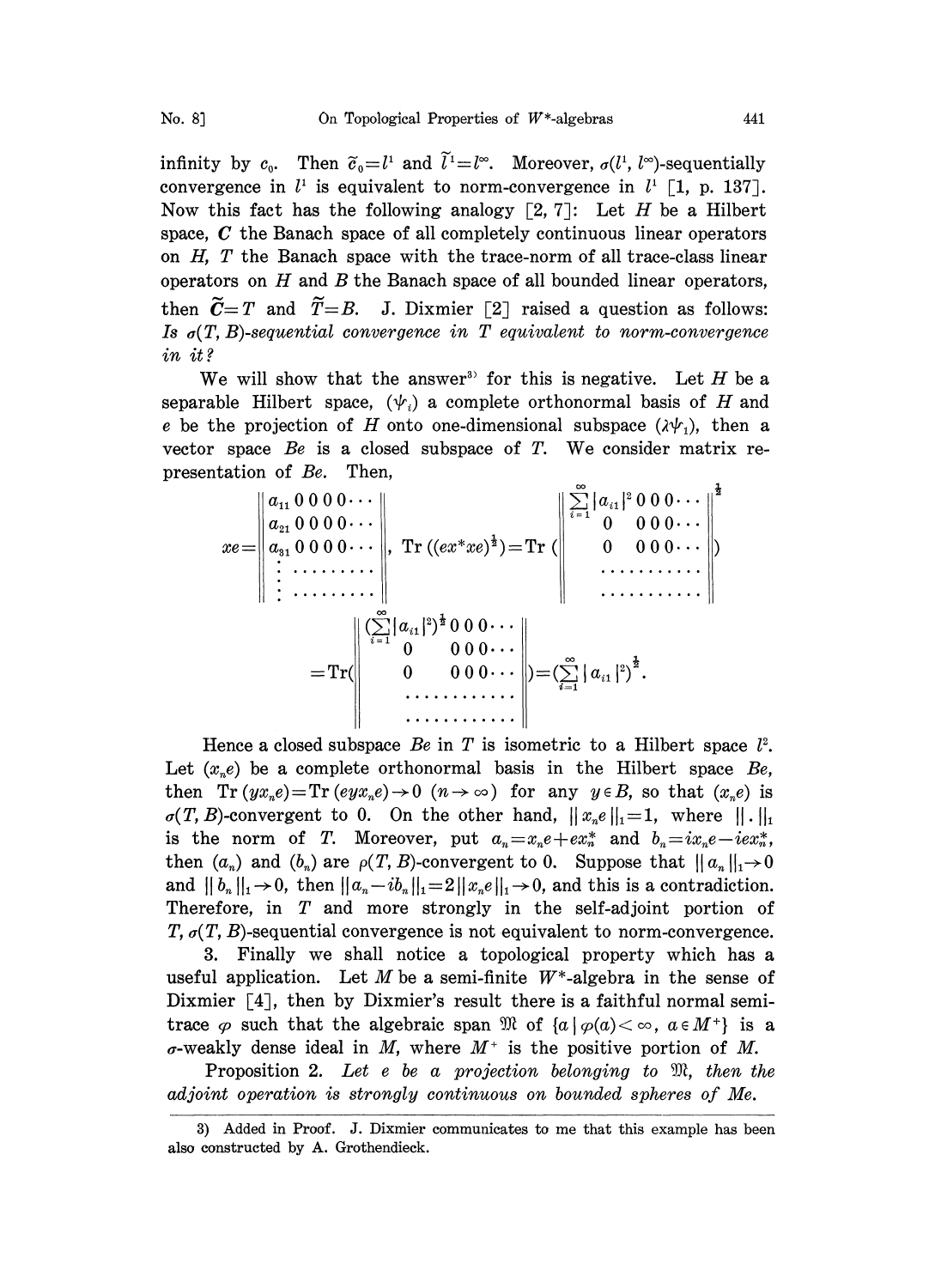infinity by $c_0$. Then $\tilde{c}_0 = l^1$ and $\tilde{l}^1 = l^\infty$. Moreover, $\sigma(l^1, l^\infty)$-sequentially convergence in $l^1$ is equivalent to norm-convergence in $l^1$ [1, p. 137]. Now this fact has the following analogy [2, 7]: Let $H$ be a Hilbert space, $\boldsymbol{C}$ the Banach space of all completely continuous linear operators on $H$, $T$ the Banach space with the trace-norm of all trace-class linear operators on $H$ and $B$ the Banach space of all bounded linear operators, then $\tilde{\boldsymbol{C}} = T$ and $\tilde{T} = B$. J. Dixmier [2] raised a question as follows: *Is $\sigma(T, B)$-sequential convergence in $T$ equivalent to norm-convergence in it?*

We will show that the answer[3] for this is negative. Let $H$ be a separable Hilbert space, $(\psi_i)$ a complete orthonormal basis of $H$ and $e$ be the projection of $H$ onto one-dimensional subspace $(\lambda\psi_1)$, then a vector space $Be$ is a closed subspace of $T$. We consider matrix representation of $Be$. Then,

$$xe = \begin{Vmatrix} a_{11}\, 0\, 0\, 0\, 0 \cdots \\ a_{21}\, 0\, 0\, 0\, 0 \cdots \\ a_{31}\, 0\, 0\, 0\, 0 \cdots \\ \vdots \cdots\cdots\cdots \\ \vdots \cdots\cdots\cdots \end{Vmatrix}, \quad \mathrm{Tr}\,((ex^*xe)^{\frac{1}{2}}) = \mathrm{Tr}\,\left( \begin{Vmatrix} \sum_{i=1}^{\infty} |a_{i1}|^2\, 0\, 0\, 0 \cdots \\ 0 \quad 0\, 0\, 0 \cdots \\ 0 \quad 0\, 0\, 0 \cdots \\ \cdots\cdots\cdots \\ \cdots\cdots\cdots \end{Vmatrix}^{\frac{1}{2}} \right)$$

$$= \mathrm{Tr}\left( \begin{Vmatrix} (\sum_{i=1}^{\infty} |a_{i1}|^2)^{\frac{1}{2}}\, 0\, 0\, 0 \cdots \\ 0 \quad 0\, 0\, 0 \cdots \\ 0 \quad 0\, 0\, 0 \cdots \\ \cdots\cdots\cdots \\ \cdots\cdots\cdots \end{Vmatrix} \right) = \left(\sum_{i=1}^{\infty} |a_{i1}|^2\right)^{\frac{1}{2}}.$$

Hence a closed subspace $Be$ in $T$ is isometric to a Hilbert space $l^2$. Let $(x_n e)$ be a complete orthonormal basis in the Hilbert space $Be$, then $\mathrm{Tr}\,(yx_n e) = \mathrm{Tr}\,(eyx_n e) \to 0$ $(n \to \infty)$ for any $y \in B$, so that $(x_n e)$ is $\sigma(T, B)$-convergent to 0. On the other hand, $\| x_n e \|_1 = 1$, where $\| . \|_1$ is the norm of $T$. Moreover, put $a_n = x_n e + e x_n^*$ and $b_n = i x_n e - i e x_n^*$, then $(a_n)$ and $(b_n)$ are $\rho(T, B)$-convergent to 0. Suppose that $\| a_n \|_1 \to 0$ and $\| b_n \|_1 \to 0$, then $\| a_n - i b_n \|_1 = 2 \| x_n e \|_1 \to 0$, and this is a contradiction. Therefore, in $T$ and more strongly in the self-adjoint portion of $T$, $\sigma(T, B)$-sequential convergence is not equivalent to norm-convergence.

3. Finally we shall notice a topological property which has a useful application. Let $M$ be a semi-finite $W^*$-algebra in the sense of Dixmier [4], then by Dixmier's result there is a faithful normal semi-trace $\varphi$ such that the algebraic span $\mathfrak{M}$ of $\{a \mid \varphi(a) < \infty,\ a \in M^+\}$ is a $\sigma$-weakly dense ideal in $M$, where $M^+$ is the positive portion of $M$.

**Proposition 2.** *Let $e$ be a projection belonging to $\mathfrak{M}$, then the adjoint operation is strongly continuous on bounded spheres of $Me$.*

3) Added in Proof. J. Dixmier communicates to me that this example has been also constructed by A. Grothendieck.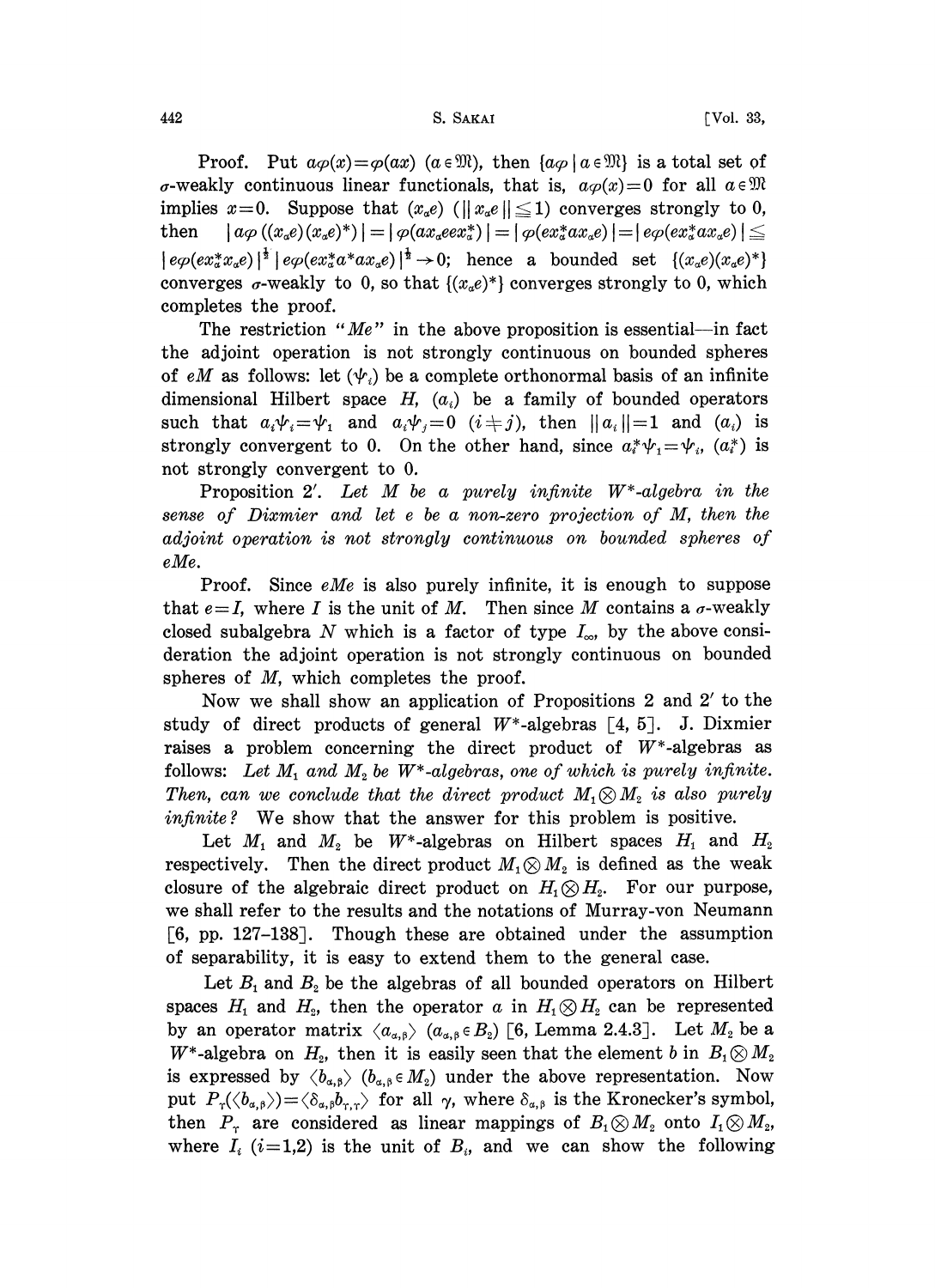Proof. Put $a\varphi(x)=\varphi(ax)$ $(a\in\mathfrak{M})$, then $\{a\varphi\,|\,a\in\mathfrak{M}\}$ is a total set of $\sigma$-weakly continuous linear functionals, that is, $a\varphi(x)=0$ for all $a\in\mathfrak{M}$ implies $x=0$. Suppose that $(x_\alpha e)$ $(\|x_\alpha e\|\leqq 1)$ converges strongly to 0, then $|a\varphi((x_\alpha e)(x_\alpha e)^*)|=|\varphi(ax_\alpha eex_\alpha^*)|=|\varphi(ex_\alpha^* ax_\alpha e)|=|e\varphi(ex_\alpha^* ax_\alpha e)|\leqq |e\varphi(ex_\alpha^* x_\alpha e)|^{\frac{1}{2}}\,|e\varphi(ex_\alpha^* a^* a x_\alpha e)|^{\frac{1}{2}}\to 0$; hence a bounded set $\{(x_\alpha e)(x_\alpha e)^*\}$ converges $\sigma$-weakly to 0, so that $\{(x_\alpha e)^*\}$ converges strongly to 0, which completes the proof.

The restriction "$Me$" in the above proposition is essential—in fact the adjoint operation is not strongly continuous on bounded spheres of $eM$ as follows: let $(\psi_i)$ be a complete orthonormal basis of an infinite dimensional Hilbert space $H$, $(a_i)$ be a family of bounded operators such that $a_i\psi_i=\psi_1$ and $a_i\psi_j=0$ $(i\neq j)$, then $\|a_i\|=1$ and $(a_i)$ is strongly convergent to 0. On the other hand, since $a_i^*\psi_1=\psi_i$, $(a_i^*)$ is not strongly convergent to 0.

Proposition 2′. *Let $M$ be a purely infinite $W^*$-algebra in the sense of Dixmier and let $e$ be a non-zero projection of $M$, then the adjoint operation is not strongly continuous on bounded spheres of $eMe$.*

Proof. Since $eMe$ is also purely infinite, it is enough to suppose that $e=I$, where $I$ is the unit of $M$. Then since $M$ contains a $\sigma$-weakly closed subalgebra $N$ which is a factor of type $I_\infty$, by the above consideration the adjoint operation is not strongly continuous on bounded spheres of $M$, which completes the proof.

Now we shall show an application of Propositions 2 and 2′ to the study of direct products of general $W^*$-algebras [4, 5]. J. Dixmier raises a problem concerning the direct product of $W^*$-algebras as follows: *Let $M_1$ and $M_2$ be $W^*$-algebras, one of which is purely infinite. Then, can we conclude that the direct product $M_1\otimes M_2$ is also purely infinite?* We show that the answer for this problem is positive.

Let $M_1$ and $M_2$ be $W^*$-algebras on Hilbert spaces $H_1$ and $H_2$ respectively. Then the direct product $M_1\otimes M_2$ is defined as the weak closure of the algebraic direct product on $H_1\otimes H_2$. For our purpose, we shall refer to the results and the notations of Murray-von Neumann [6, pp. 127–138]. Though these are obtained under the assumption of separability, it is easy to extend them to the general case.

Let $B_1$ and $B_2$ be the algebras of all bounded operators on Hilbert spaces $H_1$ and $H_2$, then the operator $a$ in $H_1\otimes H_2$ can be represented by an operator matrix $\langle a_{\alpha,\beta}\rangle$ $(a_{\alpha,\beta}\in B_2)$ [6, Lemma 2.4.3]. Let $M_2$ be a $W^*$-algebra on $H_2$, then it is easily seen that the element $b$ in $B_1\otimes M_2$ is expressed by $\langle b_{\alpha,\beta}\rangle$ $(b_{\alpha,\beta}\in M_2)$ under the above representation. Now put $P_\gamma(\langle b_{\alpha,\beta}\rangle)=\langle \delta_{\alpha,\beta}b_{\gamma,\gamma}\rangle$ for all $\gamma$, where $\delta_{\alpha,\beta}$ is the Kronecker's symbol, then $P_\gamma$ are considered as linear mappings of $B_1\otimes M_2$ onto $I_1\otimes M_2$, where $I_i$ $(i=1,2)$ is the unit of $B_i$, and we can show the following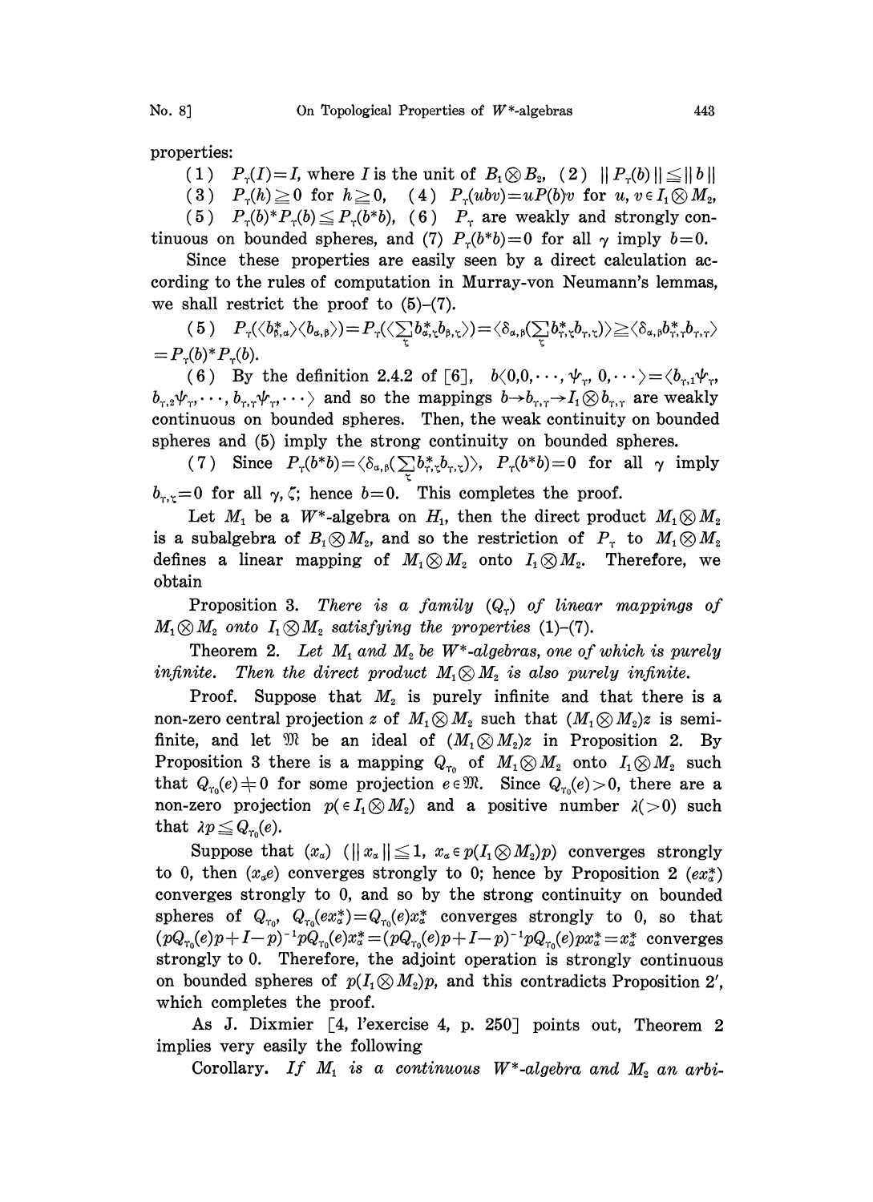properties:

(1) $P_\gamma(I)=I$, where $I$ is the unit of $B_1 \otimes B_2$, (2) $\| P_\gamma(b) \| \leqq \| b \|$

(3) $P_\gamma(h) \geqq 0$ for $h \geqq 0$, (4) $P_\gamma(ubv)=uP(b)v$ for $u, v \in I_1 \otimes M_2$,

(5) $P_\gamma(b)^* P_\gamma(b) \leqq P_\gamma(b^*b)$, (6) $P_\gamma$ are weakly and strongly continuous on bounded spheres, and (7) $P_\gamma(b^*b)=0$ for all $\gamma$ imply $b=0$.

Since these properties are easily seen by a direct calculation according to the rules of computation in Murray-von Neumann's lemmas, we shall restrict the proof to (5)–(7).

(5) $P_\gamma(\langle b^*_{\beta,\alpha}\rangle\langle b_{\alpha,\beta}\rangle)=P_\gamma(\langle \sum_\zeta b^*_{\alpha,\zeta} b_{\beta,\zeta}\rangle)=\langle \delta_{\alpha,\beta}(\sum_\zeta b^*_{\gamma,\zeta} b_{\gamma,\zeta})\rangle \geqq \langle \delta_{\alpha,\beta} b^*_{\gamma,\gamma} b_{\gamma,\gamma}\rangle$ $=P_\gamma(b)^* P_\gamma(b)$.

(6) By the definition 2.4.2 of [6], $b\langle 0,0,\cdots,\psi_\gamma, 0,\cdots\rangle=\langle b_{\gamma,1}\psi_\gamma, b_{\gamma,2}\psi_\gamma,\cdots, b_{\gamma,\gamma}\psi_\gamma,\cdots\rangle$ and so the mappings $b \rightarrow b_{\gamma,\gamma} \rightarrow I_1 \otimes b_{\gamma,\gamma}$ are weakly continuous on bounded spheres. Then, the weak continuity on bounded spheres and (5) imply the strong continuity on bounded spheres.

(7) Since $P_\gamma(b^*b)=\langle \delta_{\alpha,\beta}(\sum_\zeta b^*_{\gamma,\zeta} b_{\gamma,\zeta})\rangle$, $P_\gamma(b^*b)=0$ for all $\gamma$ imply $b_{\gamma,\zeta}=0$ for all $\gamma, \zeta$; hence $b=0$. This completes the proof.

Let $M_1$ be a $W^*$-algebra on $H_1$, then the direct product $M_1 \otimes M_2$ is a subalgebra of $B_1 \otimes M_2$, and so the restriction of $P_\gamma$ to $M_1 \otimes M_2$ defines a linear mapping of $M_1 \otimes M_2$ onto $I_1 \otimes M_2$. Therefore, we obtain

Proposition 3. *There is a family $(Q_\gamma)$ of linear mappings of $M_1 \otimes M_2$ onto $I_1 \otimes M_2$ satisfying the properties (1)–(7).*

Theorem 2. *Let $M_1$ and $M_2$ be $W^*$-algebras, one of which is purely infinite. Then the direct product $M_1 \otimes M_2$ is also purely infinite.*

Proof. Suppose that $M_2$ is purely infinite and that there is a non-zero central projection $z$ of $M_1 \otimes M_2$ such that $(M_1 \otimes M_2)z$ is semi-finite, and let $\mathfrak{M}$ be an ideal of $(M_1 \otimes M_2)z$ in Proposition 2. By Proposition 3 there is a mapping $Q_{\gamma_0}$ of $M_1 \otimes M_2$ onto $I_1 \otimes M_2$ such that $Q_{\gamma_0}(e) \neq 0$ for some projection $e \in \mathfrak{M}$. Since $Q_{\gamma_0}(e) > 0$, there are a non-zero projection $p (\in I_1 \otimes M_2)$ and a positive number $\lambda (>0)$ such that $\lambda p \leqq Q_{\gamma_0}(e)$.

Suppose that $(x_\alpha)$ $(\| x_\alpha \| \leqq 1, x_\alpha \in p(I_1 \otimes M_2)p)$ converges strongly to 0, then $(x_\alpha e)$ converges strongly to 0; hence by Proposition 2 $(ex^*_\alpha)$ converges strongly to 0, and so by the strong continuity on bounded spheres of $Q_{\gamma_0}$, $Q_{\gamma_0}(ex^*_\alpha)=Q_{\gamma_0}(e)x^*_\alpha$ converges strongly to 0, so that $(pQ_{\gamma_0}(e)p+I-p)^{-1}pQ_{\gamma_0}(e)x^*_\alpha=(pQ_{\gamma_0}(e)p+I-p)^{-1}pQ_{\gamma_0}(e)px^*_\alpha=x^*_\alpha$ converges strongly to 0. Therefore, the adjoint operation is strongly continuous on bounded spheres of $p(I_1 \otimes M_2)p$, and this contradicts Proposition 2′, which completes the proof.

As J. Dixmier [4, l'exercise 4, p. 250] points out, Theorem 2 implies very easily the following

Corollary. *If $M_1$ is a continuous $W^*$-algebra and $M_2$ an arbi-*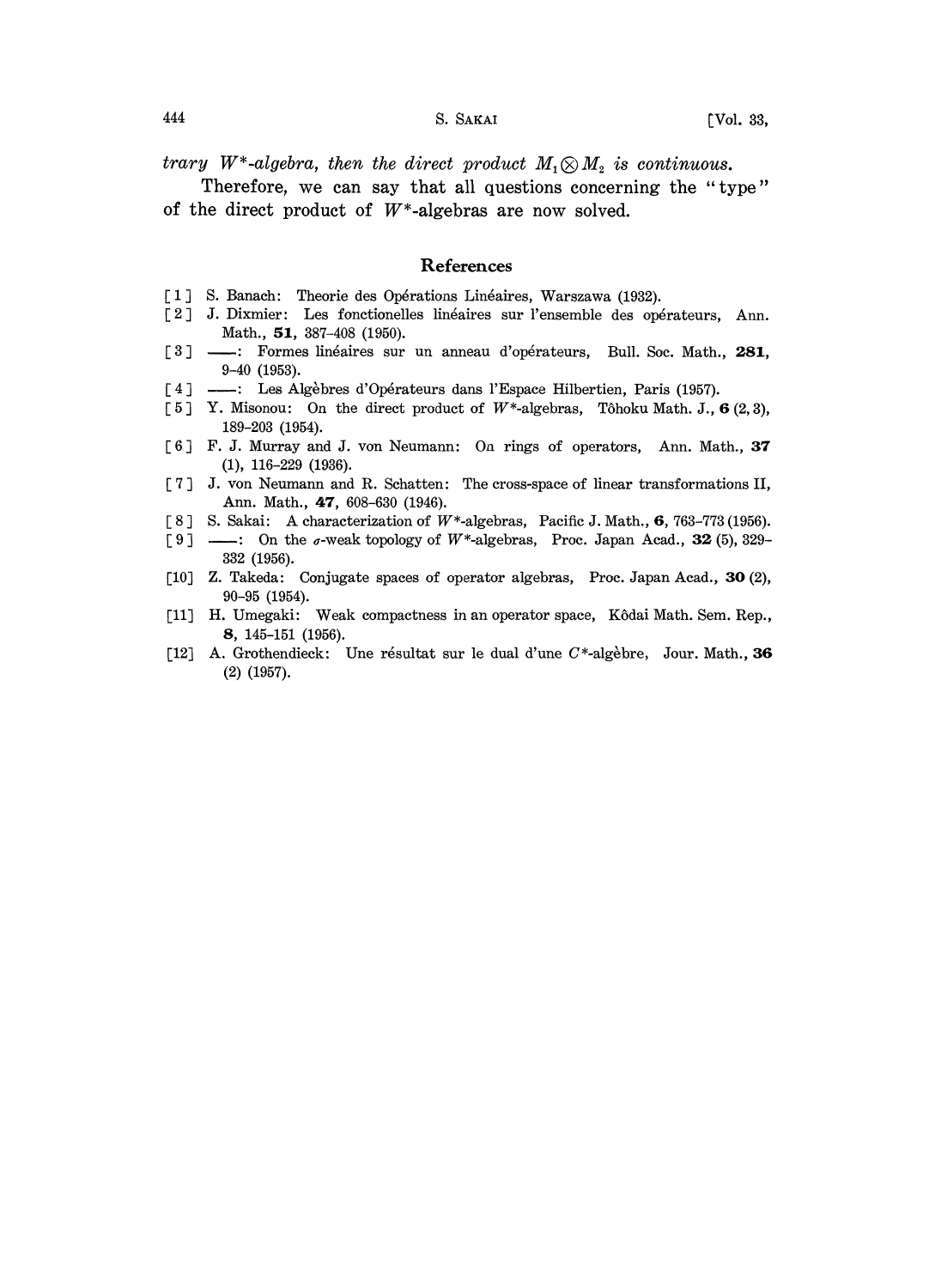*trary $W^*$-algebra, then the direct product $M_1 \otimes M_2$ is continuous.*

Therefore, we can say that all questions concerning the "type" of the direct product of $W^*$-algebras are now solved.

## References

[1] S. Banach: Theorie des Opérations Linéaires, Warszawa (1932).

[2] J. Dixmier: Les fonctionelles linéaires sur l'ensemble des opérateurs, Ann. Math., **51**, 387–408 (1950).

[3] ——: Formes linéaires sur un anneau d'opérateurs, Bull. Soc. Math., **281**, 9–40 (1953).

[4] ——: Les Algèbres d'Opérateurs dans l'Espace Hilbertien, Paris (1957).

[5] Y. Misonou: On the direct product of $W^*$-algebras, Tôhoku Math. J., **6** (2, 3), 189–203 (1954).

[6] F. J. Murray and J. von Neumann: On rings of operators, Ann. Math., **37** (1), 116–229 (1936).

[7] J. von Neumann and R. Schatten: The cross-space of linear transformations II, Ann. Math., **47**, 608–630 (1946).

[8] S. Sakai: A characterization of $W^*$-algebras, Pacific J. Math., **6**, 763–773 (1956).

[9] ——: On the $\sigma$-weak topology of $W^*$-algebras, Proc. Japan Acad., **32** (5), 329–332 (1956).

[10] Z. Takeda: Conjugate spaces of operator algebras, Proc. Japan Acad., **30** (2), 90–95 (1954).

[11] H. Umegaki: Weak compactness in an operator space, Kôdai Math. Sem. Rep., **8**, 145–151 (1956).

[12] A. Grothendieck: Une résultat sur le dual d'une $C^*$-algèbre, Jour. Math., **36** (2) (1957).